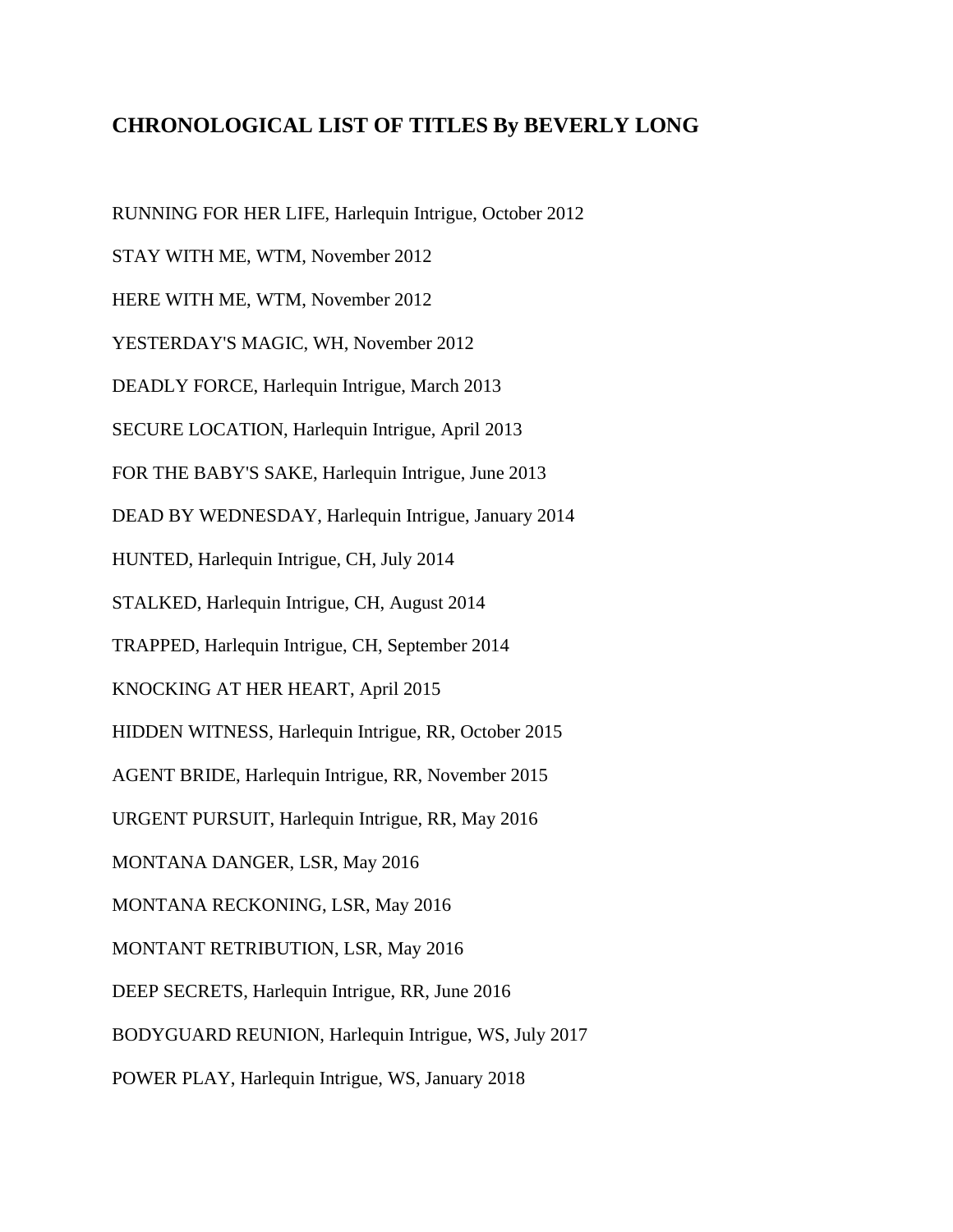## CHRONOLOGICAL LIST OF TITLES By BEVERLY LONG

RUNNING FOR HER LIFE, Harlequin Intrigue, October 2012

STAY WITH ME, WTM, November 2012

HERE WITH ME, WTM, November 2012

YESTERDAY'S MAGIC, WH, November 2012

DEADLY FORCE, Harlequin Intrigue, March 2013

SECURE LOCATION, Harlequin Intrigue, April 2013

FOR THE BABY'S SAKE, Harlequin Intrigue, June 2013

DEAD BY WEDNESDAY, Harlequin Intrigue, January 2014

HUNTED, Harlequin Intrigue, CH, July 2014

STALKED, Harlequin Intrigue, CH, August 2014

TRAPPED, Harlequin Intrigue, CH, September 2014

KNOCKING AT HER HEART, April 2015

HIDDEN WITNESS, Harlequin Intrigue, RR, October 2015

AGENT BRIDE, Harlequin Intrigue, RR, November 2015

URGENT PURSUIT, Harlequin Intrigue, RR, May 2016

MONTANA DANGER, LSR, May 2016

MONTANA RECKONING, LSR, May 2016

MONTANT RETRIBUTION, LSR, May 2016

DEEP SECRETS, Harlequin Intrigue, RR, June 2016

BODYGUARD REUNION, Harlequin Intrigue, WS, July 2017

POWER PLAY, Harlequin Intrigue, WS, January 2018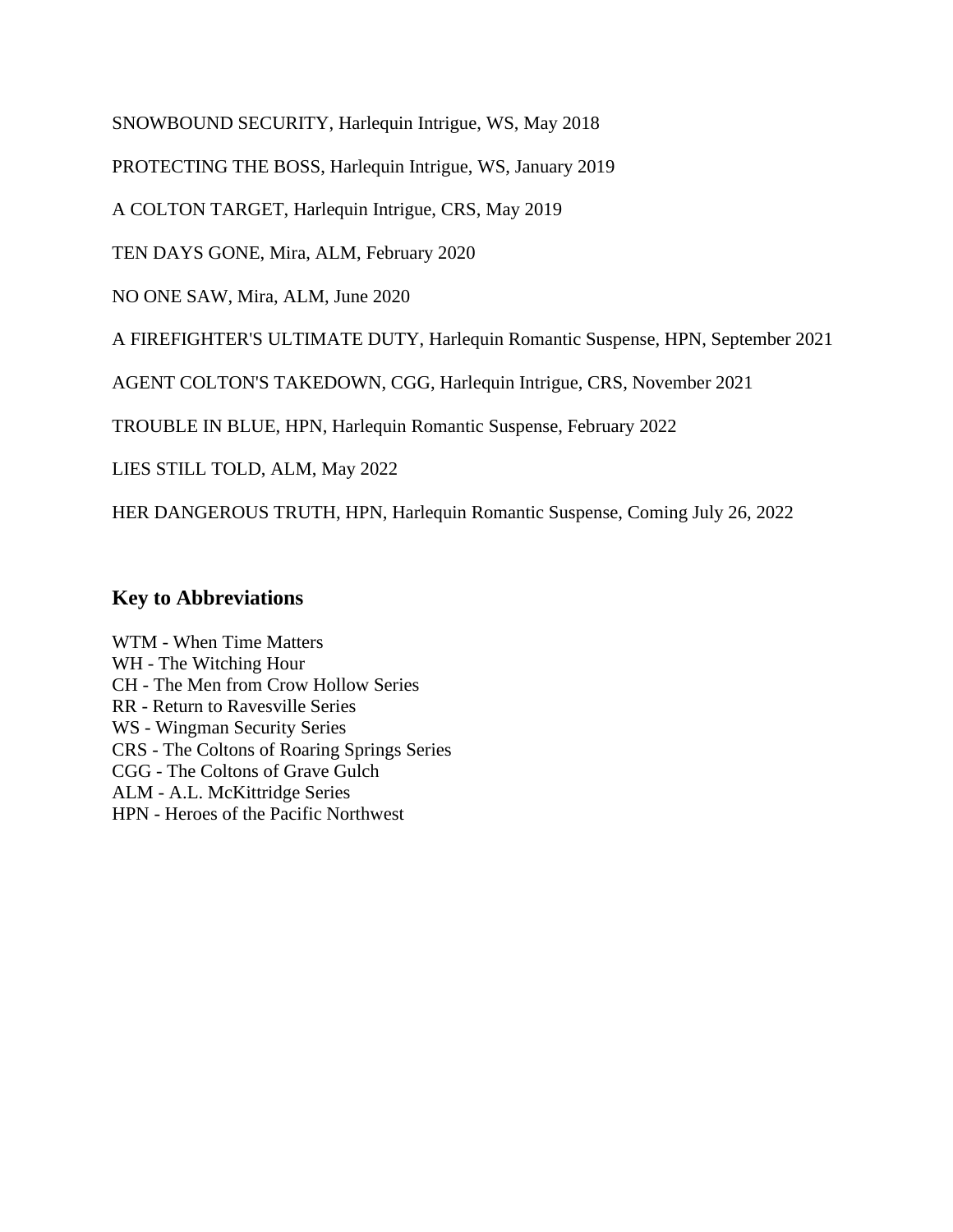SNOWBOUND SECURITY, Harlequin Intrigue, WS, May 2018

PROTECTING THE BOSS, Harlequin Intrigue, WS, January 2019

A COLTON TARGET, Harlequin Intrigue, CRS, May 2019

TEN DAYS GONE, Mira, ALM, February 2020

NO ONE SAW, Mira, ALM, June 2020

A FIREFIGHTER'S ULTIMATE DUTY, Harlequin Romantic Suspense, HPN, September 2021

AGENT COLTON'S TAKEDOWN, CGG, Harlequin Intrigue, CRS, November 2021

TROUBLE IN BLUE, HPN, Harlequin Romantic Suspense, February 2022

LIES STILL TOLD, ALM, May 2022

HER DANGEROUS TRUTH, HPN, Harlequin Romantic Suspense, Coming July 26, 2022

## Key to Abbreviations

WTM - When Time Matters
WH - The Witching Hour
CH - The Men from Crow Hollow Series
RR - Return to Ravesville Series
WS - Wingman Security Series
CRS - The Coltons of Roaring Springs Series
CGG - The Coltons of Grave Gulch
ALM - A.L. McKittridge Series
HPN - Heroes of the Pacific Northwest